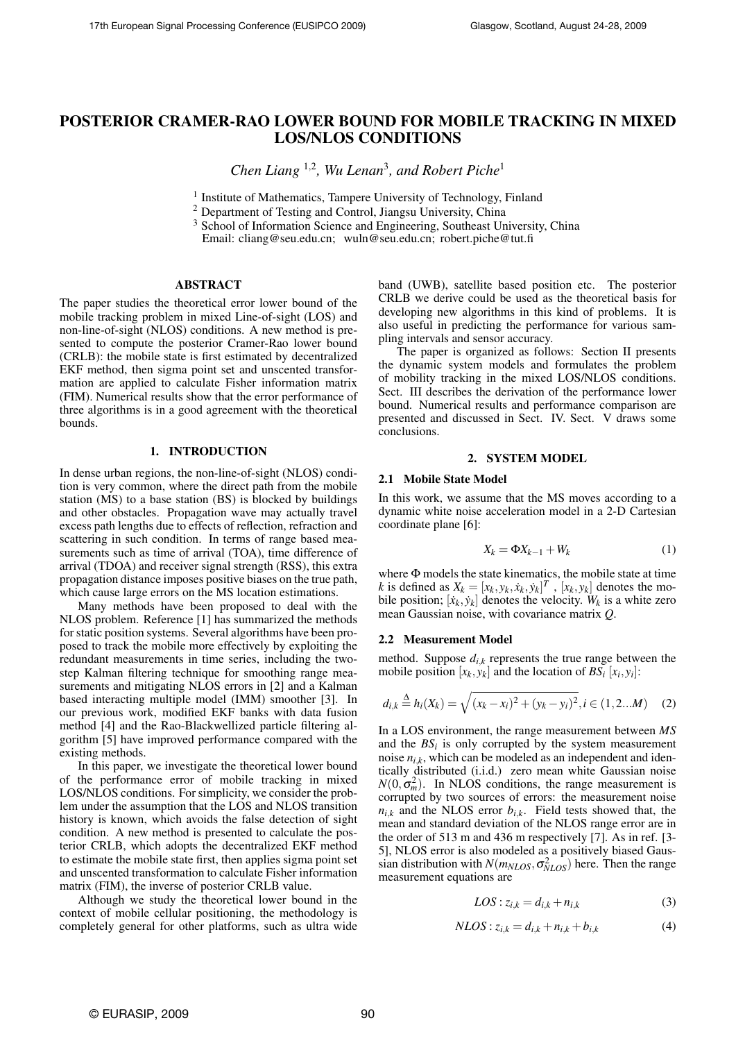# POSTERIOR CRAMER-RAO LOWER BOUND FOR MOBILE TRACKING IN MIXED LOS/NLOS CONDITIONS

*Chen Liang* [1,2], *Wu Lenan* [3], *and Robert Piche* [1]

[1] Institute of Mathematics, Tampere University of Technology, Finland
[2] Department of Testing and Control, Jiangsu University, China
[3] School of Information Science and Engineering, Southeast University, China
Email: cliang@seu.edu.cn; wuln@seu.edu.cn; robert.piche@tut.fi

## ABSTRACT

The paper studies the theoretical error lower bound of the mobile tracking problem in mixed Line-of-sight (LOS) and non-line-of-sight (NLOS) conditions. A new method is presented to compute the posterior Cramer-Rao lower bound (CRLB): the mobile state is first estimated by decentralized EKF method, then sigma point set and unscented transformation are applied to calculate Fisher information matrix (FIM). Numerical results show that the error performance of three algorithms is in a good agreement with the theoretical bounds.

## 1. INTRODUCTION

In dense urban regions, the non-line-of-sight (NLOS) condition is very common, where the direct path from the mobile station (MS) to a base station (BS) is blocked by buildings and other obstacles. Propagation wave may actually travel excess path lengths due to effects of reflection, refraction and scattering in such condition. In terms of range based measurements such as time of arrival (TOA), time difference of arrival (TDOA) and receiver signal strength (RSS), this extra propagation distance imposes positive biases on the true path, which cause large errors on the MS location estimations.

Many methods have been proposed to deal with the NLOS problem. Reference [1] has summarized the methods for static position systems. Several algorithms have been proposed to track the mobile more effectively by exploiting the redundant measurements in time series, including the two-step Kalman filtering technique for smoothing range measurements and mitigating NLOS errors in [2] and a Kalman based interacting multiple model (IMM) smoother [3]. In our previous work, modified EKF banks with data fusion method [4] and the Rao-Blackwellized particle filtering algorithm [5] have improved performance compared with the existing methods.

In this paper, we investigate the theoretical lower bound of the performance error of mobile tracking in mixed LOS/NLOS conditions. For simplicity, we consider the problem under the assumption that the LOS and NLOS transition history is known, which avoids the false detection of sight condition. A new method is presented to calculate the posterior CRLB, which adopts the decentralized EKF method to estimate the mobile state first, then applies sigma point set and unscented transformation to calculate Fisher information matrix (FIM), the inverse of posterior CRLB value.

Although we study the theoretical lower bound in the context of mobile cellular positioning, the methodology is completely general for other platforms, such as ultra wide band (UWB), satellite based position etc. The posterior CRLB we derive could be used as the theoretical basis for developing new algorithms in this kind of problems. It is also useful in predicting the performance for various sampling intervals and sensor accuracy.

The paper is organized as follows: Section II presents the dynamic system models and formulates the problem of mobility tracking in the mixed LOS/NLOS conditions. Sect. III describes the derivation of the performance lower bound. Numerical results and performance comparison are presented and discussed in Sect. IV. Sect. V draws some conclusions.

## 2. SYSTEM MODEL

### 2.1 Mobile State Model

In this work, we assume that the MS moves according to a dynamic white noise acceleration model in a 2-D Cartesian coordinate plane [6]:

$$X_k = \Phi X_{k-1} + W_k \tag{1}$$

where $\Phi$ models the state kinematics, the mobile state at time $k$ is defined as $X_k = [x_k, y_k, \dot{x}_k, \dot{y}_k]^T$ , $[x_k, y_k]$ denotes the mobile position; $[\dot{x}_k, \dot{y}_k]$ denotes the velocity. $W_k$ is a white zero mean Gaussian noise, with covariance matrix $Q$.

### 2.2 Measurement Model

method. Suppose $d_{i,k}$ represents the true range between the mobile position $[x_k, y_k]$ and the location of $BS_i$ $[x_i, y_i]$:

$$d_{i,k} \triangleq h_i(X_k) = \sqrt{(x_k - x_i)^2 + (y_k - y_i)^2}, i \in (1, 2...M) \tag{2}$$

In a LOS environment, the range measurement between $MS$ and the $BS_i$ is only corrupted by the system measurement noise $n_{i,k}$, which can be modeled as an independent and identically distributed (i.i.d.) zero mean white Gaussian noise $N(0, \sigma_m^2)$. In NLOS conditions, the range measurement is corrupted by two sources of errors: the measurement noise $n_{i,k}$ and the NLOS error $b_{i,k}$. Field tests showed that, the mean and standard deviation of the NLOS range error are in the order of 513 m and 436 m respectively [7]. As in ref. [3-5], NLOS error is also modeled as a positively biased Gaussian distribution with $N(m_{NLOS}, \sigma_{NLOS}^2)$ here. Then the range measurement equations are

$$LOS: z_{i,k} = d_{i,k} + n_{i,k} \tag{3}$$

$$NLOS: z_{i,k} = d_{i,k} + n_{i,k} + b_{i,k} \tag{4}$$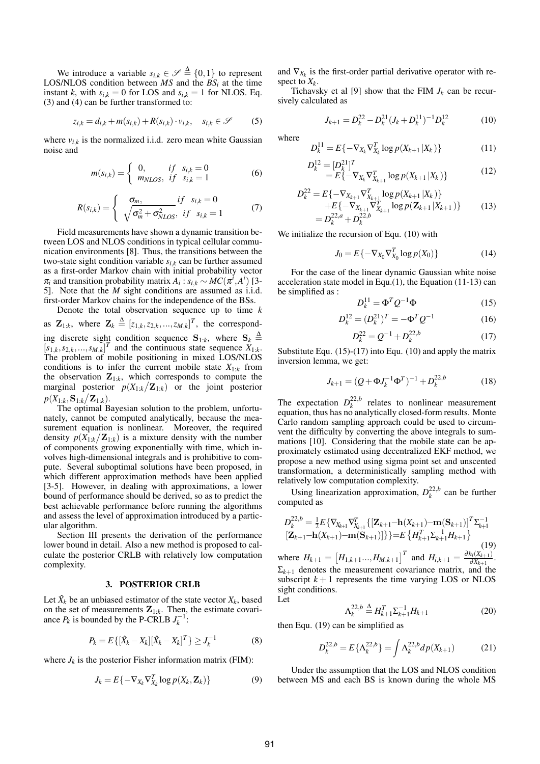We introduce a variable $s_{i,k} \in \mathscr{S} \triangleq \{0,1\}$ to represent LOS/NLOS condition between *MS* and the $BS_i$ at the time instant $k$, with $s_{i,k} = 0$ for LOS and $s_{i,k} = 1$ for NLOS. Eq. (3) and (4) can be further transformed to:

$$z_{i,k} = d_{i,k} + m(s_{i,k}) + R(s_{i,k}) \cdot v_{i,k}, \quad s_{i,k} \in \mathscr{S} \tag{5}$$

where $v_{i,k}$ is the normalized i.i.d. zero mean white Gaussian noise and

$$m(s_{i,k}) = \begin{cases} 0, & if \quad s_{i,k} = 0 \\ m_{NLOS}, & if \quad s_{i,k} = 1 \end{cases} \tag{6}$$

$$R(s_{i,k}) = \begin{cases} \sigma_m, & if \quad s_{i,k} = 0 \\ \sqrt{\sigma_m^2 + \sigma_{NLOS}^2}, & if \quad s_{i,k} = 1 \end{cases} \tag{7}$$

Field measurements have shown a dynamic transition between LOS and NLOS conditions in typical cellular communication environments [8]. Thus, the transitions between the two-state sight condition variable $s_{i,k}$ can be further assumed as a first-order Markov chain with initial probability vector $\pi_i$ and transition probability matrix $A_i : s_{i,k} \sim MC(\pi^i, A^i)$ [3-5]. Note that the $M$ sight conditions are assumed as i.i.d. first-order Markov chains for the independence of the BSs.

Denote the total observation sequence up to time $k$ as $\mathbf{Z}_{1:k}$, where $\mathbf{Z}_k \triangleq [z_{1,k}, z_{2,k}, ..., z_{M,k}]^T$, the corresponding discrete sight condition sequence $\mathbf{S}_{1:k}$, where $\mathbf{S}_k \triangleq [s_{1,k}, s_{2,k}, ..., s_{M,k}]^T$ and the continuous state sequence $X_{1:k}$. The problem of mobile positioning in mixed LOS/NLOS conditions is to infer the current mobile state $X_{1:k}$ from the observation $\mathbf{Z}_{1:k}$, which corresponds to compute the marginal posterior $p(X_{1:k}/\mathbf{Z}_{1:k})$ or the joint posterior $p(X_{1:k}, \mathbf{S}_{1:k}/\mathbf{Z}_{1:k})$.

The optimal Bayesian solution to the problem, unfortunately, cannot be computed analytically, because the measurement equation is nonlinear. Moreover, the required density $p(X_{1:k}/\mathbf{Z}_{1:k})$ is a mixture density with the number of components growing exponentially with time, which involves high-dimensional integrals and is prohibitive to compute. Several suboptimal solutions have been proposed, in which different approximation methods have been applied [3-5]. However, in dealing with approximations, a lower bound of performance should be derived, so as to predict the best achievable performance before running the algorithms and assess the level of approximation introduced by a particular algorithm.

Section III presents the derivation of the performance lower bound in detail. Also a new method is proposed to calculate the posterior CRLB with relatively low computation complexity.

## 3. POSTERIOR CRLB

Let $\hat{X}_k$ be an unbiased estimator of the state vector $X_k$, based on the set of measurements $\mathbf{Z}_{1:k}$. Then, the estimate covariance $P_k$ is bounded by the P-CRLB $J_k^{-1}$:

$$P_k = E\{[\hat{X}_k - X_k][\hat{X}_k - X_k]^T\} \geq J_k^{-1} \tag{8}$$

where $J_k$ is the posterior Fisher information matrix (FIM):

$$J_k = E\{-\nabla_{X_k} \nabla_{X_k}^T \log p(X_k, \mathbf{Z}_k)\} \tag{9}$$

and $\nabla_{X_k}$ is the first-order partial derivative operator with respect to $X_k$.

Tichavsky et al [9] show that the FIM $J_k$ can be recursively calculated as

$$J_{k+1} = D_k^{22} - D_k^{21}(J_k + D_k^{11})^{-1} D_k^{12} \tag{10}$$

where

$$D_k^{11} = E\{-\nabla_{X_k} \nabla_{X_k}^T \log p(X_{k+1}|X_k)\} \tag{11}$$

$$\begin{aligned} D_k^{12} &= [D_k^{21}]^T \\ &= E\{-\nabla_{X_k} \nabla_{X_{k+1}}^T \log p(X_{k+1}|X_k)\} \end{aligned} \tag{12}$$

$$\begin{aligned} D_k^{22} &= E\{-\nabla_{X_{k+1}} \nabla_{X_{k+1}}^T \log p(X_{k+1}|X_k)\} \\ &\quad + E\{-\nabla_{X_{k+1}} \nabla_{X_{k+1}}^T \log p(\mathbf{Z}_{k+1}|X_{k+1})\} \\ &= D_k^{22,a} + D_k^{22,b} \end{aligned} \tag{13}$$

We initialize the recursion of Equ. (10) with

$$J_0 = E\{-\nabla_{X_0} \nabla_{X_0}^T \log p(X_0)\} \tag{14}$$

For the case of the linear dynamic Gaussian white noise acceleration state model in Equ.(1), the Equation (11-13) can be simplified as :

$$D_k^{11} = \Phi^T Q^{-1} \Phi \tag{15}$$

$$D_k^{12} = (D_k^{21})^T = -\Phi^T Q^{-1} \tag{16}$$

$$D_k^{22} = Q^{-1} + D_k^{22,b} \tag{17}$$

Substitute Equ. (15)-(17) into Equ. (10) and apply the matrix inversion lemma, we get:

$$J_{k+1} = (Q + \Phi J_k^{-1} \Phi^T)^{-1} + D_k^{22,b} \tag{18}$$

The expectation $D_k^{22,b}$ relates to nonlinear measurement equation, thus has no analytically closed-form results. Monte Carlo random sampling approach could be used to circumvent the difficulty by converting the above integrals to summations [10]. Considering that the mobile state can be approximately estimated using decentralized EKF method, we propose a new method using sigma point set and unscented transformation, a deterministically sampling method with relatively low computation complexity.

Using linearization approximation, $D_k^{22,b}$ can be further computed as

$$\begin{aligned} D_k^{22,b} &= \tfrac{1}{2} E\{\nabla_{X_{k+1}} \nabla_{X_{k+1}}^T \{[\mathbf{Z}_{k+1} - \mathbf{h}(X_{k+1}) - \mathbf{m}(\mathbf{S}_{k+1})]^T \Sigma_{k+1}^{-1} \\ &\quad [\mathbf{Z}_{k+1} - \mathbf{h}(X_{k+1}) - \mathbf{m}(\mathbf{S}_{k+1})]\}\} = E\left\{H_{k+1}^T \Sigma_{k+1}^{-1} H_{k+1}\right\} \end{aligned} \tag{19}$$

where $H_{k+1} = \left[H_{1,k+1} ..., H_{M,k+1}\right]^T$ and $H_{i,k+1} = \frac{\partial h_i(X_{k+1})}{\partial X_{k+1}}$. $\Sigma_{k+1}$ denotes the measurement covariance matrix, and the subscript $k+1$ represents the time varying LOS or NLOS sight conditions.

Let

$$\Lambda_k^{22,b} \triangleq H_{k+1}^T \Sigma_{k+1}^{-1} H_{k+1} \tag{20}$$

then Equ. (19) can be simplified as

$$D_k^{22,b} = E\{\Lambda_k^{22,b}\} = \int \Lambda_k^{22,b} dp(X_{k+1}) \tag{21}$$

Under the assumption that the LOS and NLOS condition between MS and each BS is known during the whole MS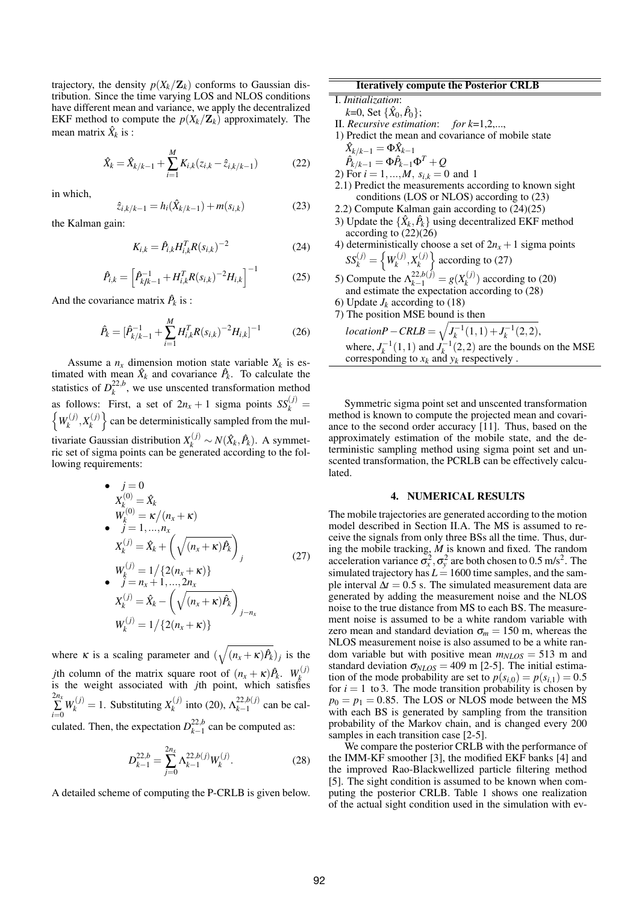trajectory, the density $p(X_k/\mathbf{Z}_k)$ conforms to Gaussian distribution. Since the time varying LOS and NLOS conditions have different mean and variance, we apply the decentralized EKF method to compute the $p(X_k/\mathbf{Z}_k)$ approximately. The mean matrix $\hat{X}_k$ is :

$$\hat{X}_k = \hat{X}_{k/k-1} + \sum_{i=1}^{M} K_{i,k}(z_{i,k} - \hat{z}_{i,k/k-1}) \tag{22}$$

in which,

$$\hat{z}_{i,k/k-1} = h_i(\hat{X}_{k/k-1}) + m(s_{i,k}) \tag{23}$$

the Kalman gain:

$$K_{i,k} = \hat{P}_{i,k} H_{i,k}^T R(s_{i,k})^{-2} \tag{24}$$

$$\hat{P}_{i,k} = \left[\hat{P}_{k/k-1}^{-1} + H_{i,k}^T R(s_{i,k})^{-2} H_{i,k}\right]^{-1} \tag{25}$$

And the covariance matrix $\hat{P}_k$ is :

$$\hat{P}_k = [\hat{P}_{k/k-1}^{-1} + \sum_{i=1}^{M} H_{i,k}^T R(s_{i,k})^{-2} H_{i,k}]^{-1} \tag{26}$$

Assume a $n_x$ dimension motion state variable $X_k$ is estimated with mean $\hat{X}_k$ and covariance $\hat{P}_k$. To calculate the statistics of $D_k^{22,b}$, we use unscented transformation method as follows: First, a set of $2n_x+1$ sigma points $SS_k^{(j)} = \left\{W_k^{(j)}, X_k^{(j)}\right\}$ can be deterministically sampled from the multivariate Gaussian distribution $X_k^{(j)} \sim N(\hat{X}_k, \hat{P}_k)$. A symmetric set of sigma points can be generated according to the following requirements:

$$\begin{aligned}
&\bullet \quad j = 0 \\
&\quad X_k^{(0)} = \hat{X}_k \\
&\quad W_k^{(0)} = \kappa / (n_x + \kappa) \\
&\bullet \quad j = 1, ..., n_x \\
&\quad X_k^{(j)} = \hat{X}_k + \left(\sqrt{(n_x + \kappa)\hat{P}_k}\right)_j \\
&\quad W_k^{(j)} = 1 / \{2(n_x + \kappa)\} \\
&\bullet \quad j = n_x + 1, ..., 2n_x \\
&\quad X_k^{(j)} = \hat{X}_k - \left(\sqrt{(n_x + \kappa)\hat{P}_k}\right)_{j-n_x} \\
&\quad W_k^{(j)} = 1 / \{2(n_x + \kappa)\}
\end{aligned} \tag{27}$$

where $\kappa$ is a scaling parameter and $(\sqrt{(n_x+\kappa)\hat{P}_k})_j$ is the $j$th column of the matrix square root of $(n_x+\kappa)\hat{P}_k$. $W_k^{(j)}$ is the weight associated with $j$th point, which satisfies $\sum_{i=0}^{2n_x} W_k^{(j)} = 1$. Substituting $X_k^{(j)}$ into (20), $\Lambda_{k-1}^{22,b(j)}$ can be calculated. Then, the expectation $D_{k-1}^{22,b}$ can be computed as:

$$D_{k-1}^{22,b} = \sum_{j=0}^{2n_x} \Lambda_{k-1}^{22,b(j)} W_k^{(j)}. \tag{28}$$

A detailed scheme of computing the P-CRLB is given below.

**Iteratively compute the Posterior CRLB**

I. *Initialization*:
$k$=0, Set $\{\hat{X}_0, \hat{P}_0\}$;

II. *Recursive estimation*: *for* $k$=1,2,...,

1) Predict the mean and covariance of mobile state
$\hat{X}_{k/k-1} = \Phi \hat{X}_{k-1}$
$\hat{P}_{k/k-1} = \Phi \hat{P}_{k-1} \Phi^T + Q$

2) For $i = 1, ..., M$, $s_{i,k} = 0$ and 1

2.1) Predict the measurements according to known sight conditions (LOS or NLOS) according to (23)

2.2) Compute Kalman gain according to (24)(25)

3) Update the $\{\hat{X}_k, \hat{P}_k\}$ using decentralized EKF method according to (22)(26)

4) deterministically choose a set of $2n_x+1$ sigma points $SS_k^{(j)} = \left\{W_k^{(j)}, X_k^{(j)}\right\}$ according to (27)

5) Compute the $\Lambda_{k-1}^{22,b(j)} = g(X_k^{(j)})$ according to (20) and estimate the expectation according to (28)

6) Update $J_k$ according to (18)

7) The position MSE bound is then
$locationP-CRLB = \sqrt{J_k^{-1}(1,1) + J_k^{-1}(2,2)}$,
where, $J_k^{-1}(1,1)$ and $J_k^{-1}(2,2)$ are the bounds on the MSE corresponding to $x_k$ and $y_k$ respectively .

Symmetric sigma point set and unscented transformation method is known to compute the projected mean and covariance to the second order accuracy [11]. Thus, based on the approximately estimation of the mobile state, and the deterministic sampling method using sigma point set and unscented transformation, the PCRLB can be effectively calculated.

## 4. NUMERICAL RESULTS

The mobile trajectories are generated according to the motion model described in Section II.A. The MS is assumed to receive the signals from only three BSs all the time. Thus, during the mobile tracking, $M$ is known and fixed. The random acceleration variance $\sigma_x^2, \sigma_y^2$ are both chosen to 0.5 m/s$^2$. The simulated trajectory has $L = 1600$ time samples, and the sample interval $\Delta t = 0.5$ s. The simulated measurement data are generated by adding the measurement noise and the NLOS noise to the true distance from MS to each BS. The measurement noise is assumed to be a white random variable with zero mean and standard deviation $\sigma_m = 150$ m, whereas the NLOS measurement noise is also assumed to be a white random variable but with positive mean $m_{NLOS} = 513$ m and standard deviation $\sigma_{NLOS} = 409$ m [2-5]. The initial estimation of the mode probability are set to $p(s_{i,0}) = p(s_{i,1}) = 0.5$ for $i = 1$ to 3. The mode transition probability is chosen by $p_0 = p_1 = 0.85$. The LOS or NLOS mode between the MS with each BS is generated by sampling from the transition probability of the Markov chain, and is changed every 200 samples in each transition case [2-5].

We compare the posterior CRLB with the performance of the IMM-KF smoother [3], the modified EKF banks [4] and the improved Rao-Blackwellized particle filtering method [5]. The sight condition is assumed to be known when computing the posterior CRLB. Table 1 shows one realization of the actual sight condition used in the simulation with ev-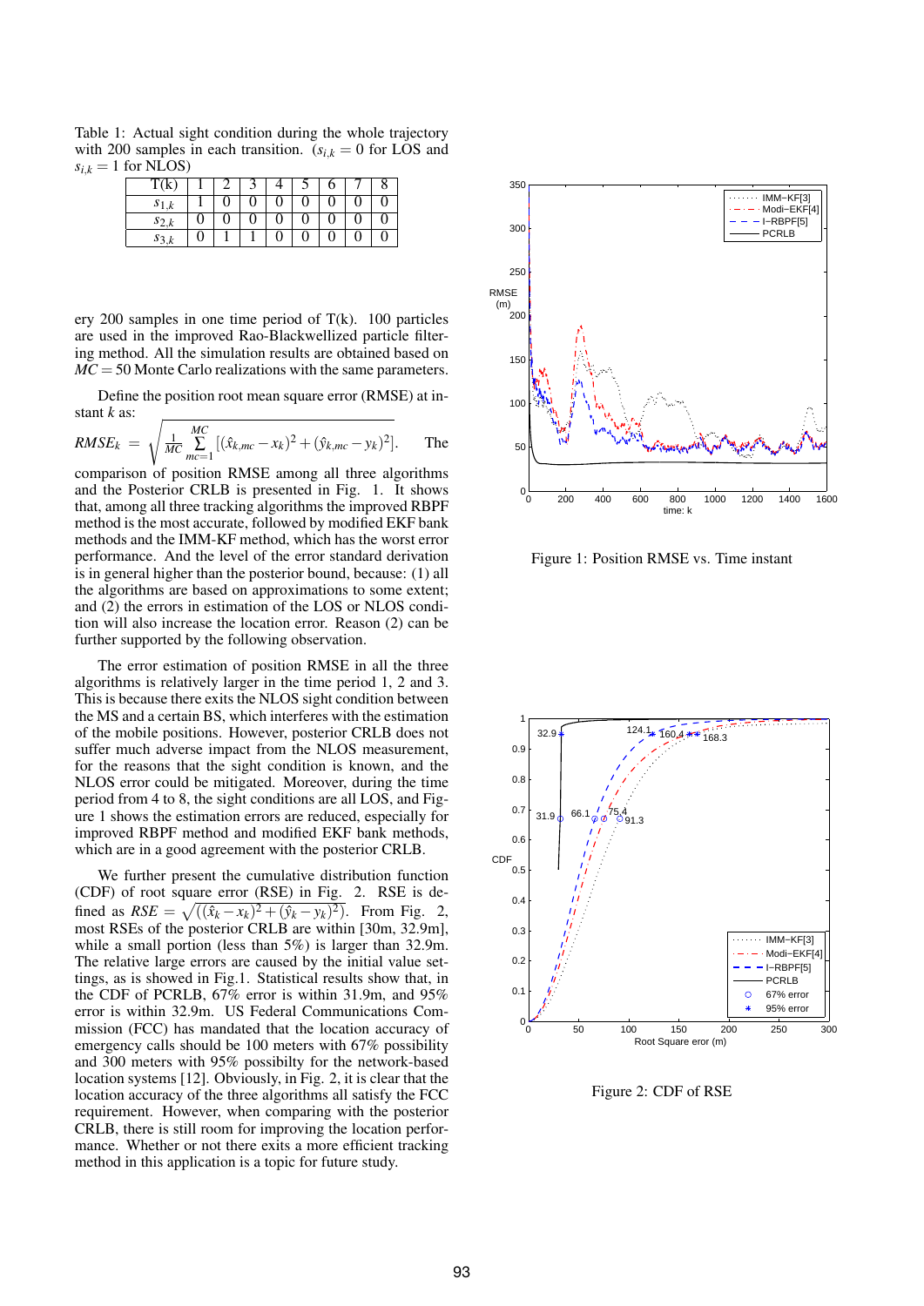Table 1: Actual sight condition during the whole trajectory with 200 samples in each transition. ($s_{i,k} = 0$ for LOS and $s_{i,k} = 1$ for NLOS)

| T(k) | 1 | 2 | 3 | 4 | 5 | 6 | 7 | 8 |
|---|---|---|---|---|---|---|---|---|
| $s_{1,k}$ | 1 | 0 | 0 | 0 | 0 | 0 | 0 | 0 |
| $s_{2,k}$ | 0 | 0 | 0 | 0 | 0 | 0 | 0 | 0 |
| $s_{3,k}$ | 0 | 1 | 1 | 0 | 0 | 0 | 0 | 0 |

ery 200 samples in one time period of T(k). 100 particles are used in the improved Rao-Blackwellized particle filtering method. All the simulation results are obtained based on $MC = 50$ Monte Carlo realizations with the same parameters.

Define the position root mean square error (RMSE) at instant $k$ as: $RMSE_k = \sqrt{\frac{1}{MC}\sum_{mc=1}^{MC}[(\hat{x}_{k,mc} - x_k)^2 + (\hat{y}_{k,mc} - y_k)^2]}$. The comparison of position RMSE among all three algorithms and the Posterior CRLB is presented in Fig. 1. It shows that, among all three tracking algorithms the improved RBPF method is the most accurate, followed by modified EKF bank methods and the IMM-KF method, which has the worst error performance. And the level of the error standard derivation is in general higher than the posterior bound, because: (1) all the algorithms are based on approximations to some extent; and (2) the errors in estimation of the LOS or NLOS condition will also increase the location error. Reason (2) can be further supported by the following observation.

The error estimation of position RMSE in all the three algorithms is relatively larger in the time period 1, 2 and 3. This is because there exits the NLOS sight condition between the MS and a certain BS, which interferes with the estimation of the mobile positions. However, posterior CRLB does not suffer much adverse impact from the NLOS measurement, for the reasons that the sight condition is known, and the NLOS error could be mitigated. Moreover, during the time period from 4 to 8, the sight conditions are all LOS, and Figure 1 shows the estimation errors are reduced, especially for improved RBPF method and modified EKF bank methods, which are in a good agreement with the posterior CRLB.

We further present the cumulative distribution function (CDF) of root square error (RSE) in Fig. 2. RSE is defined as $RSE = \sqrt{((\hat{x}_k - x_k)^2 + (\hat{y}_k - y_k)^2)}$. From Fig. 2, most RSEs of the posterior CRLB are within [30m, 32.9m], while a small portion (less than 5%) is larger than 32.9m. The relative large errors are caused by the initial value settings, as is showed in Fig.1. Statistical results show that, in the CDF of PCRLB, 67% error is within 31.9m, and 95% error is within 32.9m. US Federal Communications Commission (FCC) has mandated that the location accuracy of emergency calls should be 100 meters with 67% possibility and 300 meters with 95% possibilty for the network-based location systems [12]. Obviously, in Fig. 2, it is clear that the location accuracy of the three algorithms all satisfy the FCC requirement. However, when comparing with the posterior CRLB, there is still room for improving the location performance. Whether or not there exits a more efficient tracking method in this application is a topic for future study.

Figure 1: Position RMSE vs. Time instant

Figure 2: CDF of RSE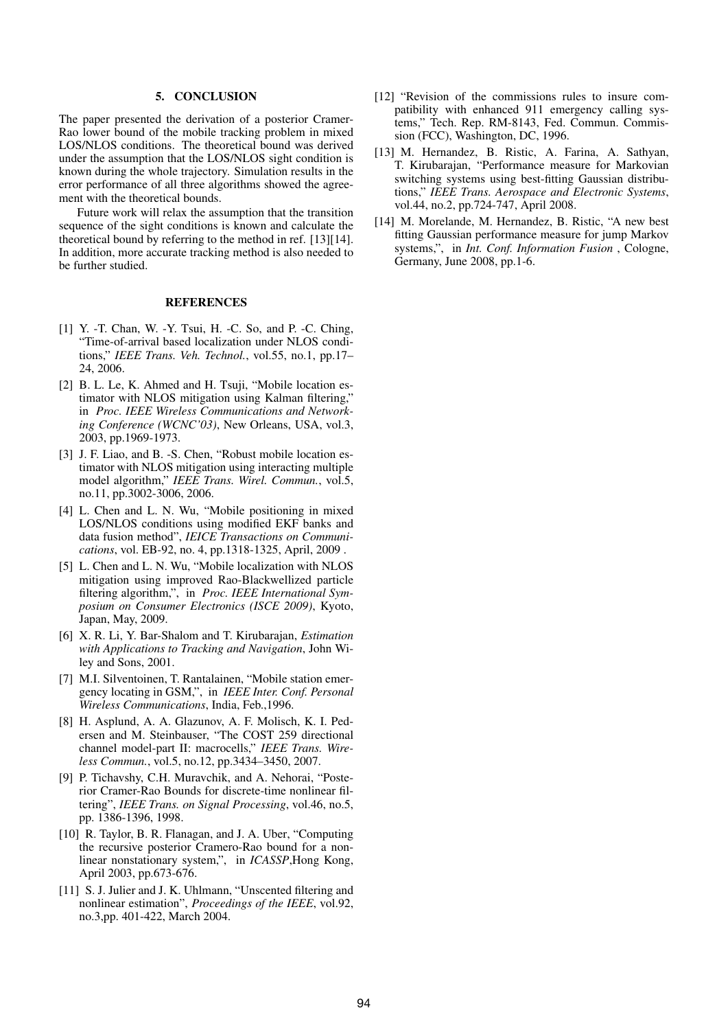## 5. CONCLUSION

The paper presented the derivation of a posterior Cramer-Rao lower bound of the mobile tracking problem in mixed LOS/NLOS conditions. The theoretical bound was derived under the assumption that the LOS/NLOS sight condition is known during the whole trajectory. Simulation results in the error performance of all three algorithms showed the agreement with the theoretical bounds.

Future work will relax the assumption that the transition sequence of the sight conditions is known and calculate the theoretical bound by referring to the method in ref. [13][14]. In addition, more accurate tracking method is also needed to be further studied.

## REFERENCES

[1] Y. -T. Chan, W. -Y. Tsui, H. -C. So, and P. -C. Ching, "Time-of-arrival based localization under NLOS conditions," *IEEE Trans. Veh. Technol.*, vol.55, no.1, pp.17–24, 2006.

[2] B. L. Le, K. Ahmed and H. Tsuji, "Mobile location estimator with NLOS mitigation using Kalman filtering," in *Proc. IEEE Wireless Communications and Networking Conference (WCNC'03)*, New Orleans, USA, vol.3, 2003, pp.1969-1973.

[3] J. F. Liao, and B. -S. Chen, "Robust mobile location estimator with NLOS mitigation using interacting multiple model algorithm," *IEEE Trans. Wirel. Commun.*, vol.5, no.11, pp.3002-3006, 2006.

[4] L. Chen and L. N. Wu, "Mobile positioning in mixed LOS/NLOS conditions using modified EKF banks and data fusion method", *IEICE Transactions on Communications*, vol. EB-92, no. 4, pp.1318-1325, April, 2009 .

[5] L. Chen and L. N. Wu, "Mobile localization with NLOS mitigation using improved Rao-Blackwellized particle filtering algorithm,", in *Proc. IEEE International Symposium on Consumer Electronics (ISCE 2009)*, Kyoto, Japan, May, 2009.

[6] X. R. Li, Y. Bar-Shalom and T. Kirubarajan, *Estimation with Applications to Tracking and Navigation*, John Wiley and Sons, 2001.

[7] M.I. Silventoinen, T. Rantalainen, "Mobile station emergency locating in GSM,", in *IEEE Inter. Conf. Personal Wireless Communications*, India, Feb.,1996.

[8] H. Asplund, A. A. Glazunov, A. F. Molisch, K. I. Pedersen and M. Steinbauser, "The COST 259 directional channel model-part II: macrocells," *IEEE Trans. Wireless Commun.*, vol.5, no.12, pp.3434–3450, 2007.

[9] P. Tichavshy, C.H. Muravchik, and A. Nehorai, "Posterior Cramer-Rao Bounds for discrete-time nonlinear filtering", *IEEE Trans. on Signal Processing*, vol.46, no.5, pp. 1386-1396, 1998.

[10] R. Taylor, B. R. Flanagan, and J. A. Uber, "Computing the recursive posterior Cramero-Rao bound for a nonlinear nonstationary system,", in *ICASSP*,Hong Kong, April 2003, pp.673-676.

[11] S. J. Julier and J. K. Uhlmann, "Unscented filtering and nonlinear estimation", *Proceedings of the IEEE*, vol.92, no.3,pp. 401-422, March 2004.

[12] "Revision of the commissions rules to insure compatibility with enhanced 911 emergency calling systems," Tech. Rep. RM-8143, Fed. Commun. Commission (FCC), Washington, DC, 1996.

[13] M. Hernandez, B. Ristic, A. Farina, A. Sathyan, T. Kirubarajan, "Performance measure for Markovian switching systems using best-fitting Gaussian distributions," *IEEE Trans. Aerospace and Electronic Systems*, vol.44, no.2, pp.724-747, April 2008.

[14] M. Morelande, M. Hernandez, B. Ristic, "A new best fitting Gaussian performance measure for jump Markov systems,", in *Int. Conf. Information Fusion* , Cologne, Germany, June 2008, pp.1-6.